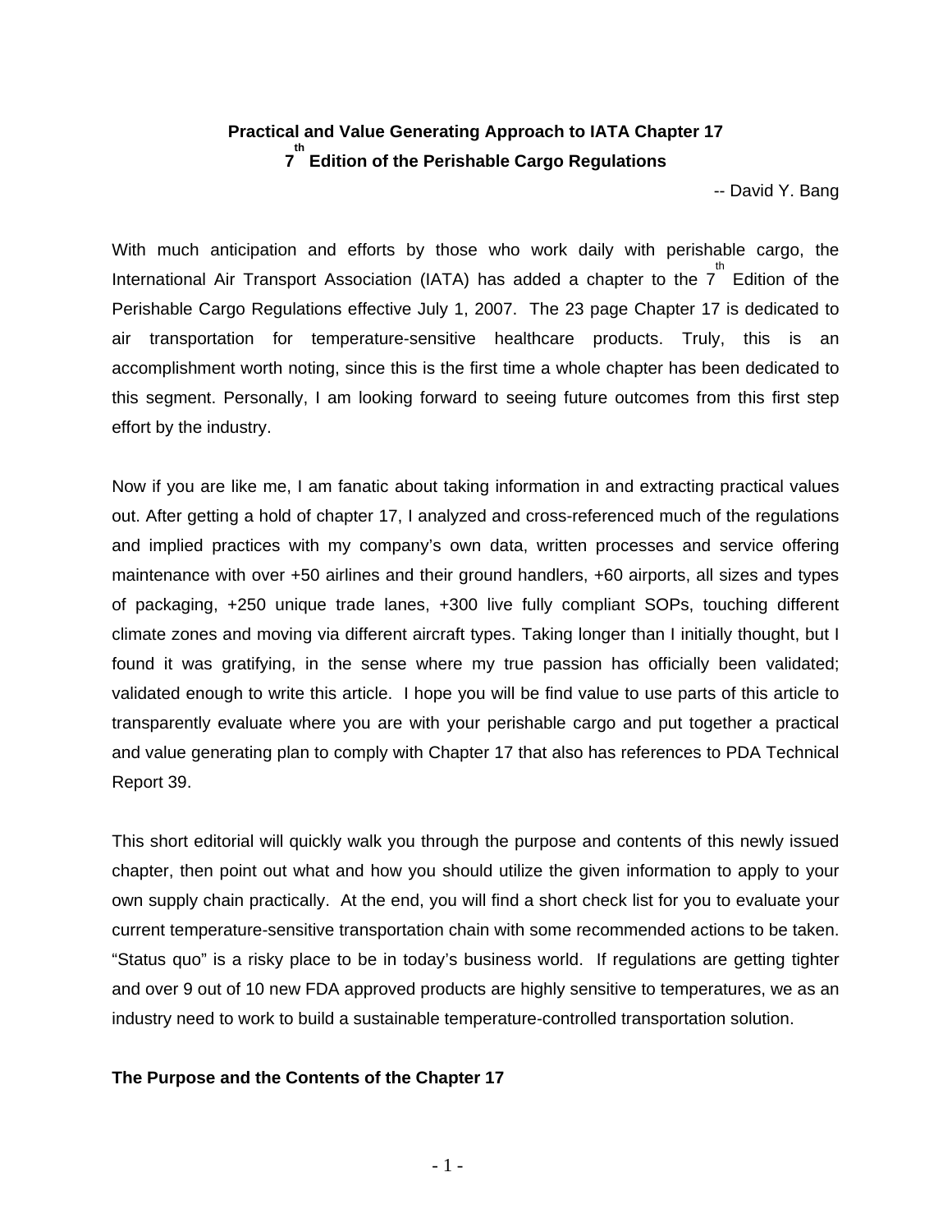# Practical and Value Generating Approach to IATA Chapter 17
# 7th Edition of the Perishable Cargo Regulations

-- David Y. Bang

With much anticipation and efforts by those who work daily with perishable cargo, the International Air Transport Association (IATA) has added a chapter to the 7th Edition of the Perishable Cargo Regulations effective July 1, 2007. The 23 page Chapter 17 is dedicated to air transportation for temperature-sensitive healthcare products. Truly, this is an accomplishment worth noting, since this is the first time a whole chapter has been dedicated to this segment. Personally, I am looking forward to seeing future outcomes from this first step effort by the industry.

Now if you are like me, I am fanatic about taking information in and extracting practical values out. After getting a hold of chapter 17, I analyzed and cross-referenced much of the regulations and implied practices with my company's own data, written processes and service offering maintenance with over +50 airlines and their ground handlers, +60 airports, all sizes and types of packaging, +250 unique trade lanes, +300 live fully compliant SOPs, touching different climate zones and moving via different aircraft types. Taking longer than I initially thought, but I found it was gratifying, in the sense where my true passion has officially been validated; validated enough to write this article. I hope you will be find value to use parts of this article to transparently evaluate where you are with your perishable cargo and put together a practical and value generating plan to comply with Chapter 17 that also has references to PDA Technical Report 39.

This short editorial will quickly walk you through the purpose and contents of this newly issued chapter, then point out what and how you should utilize the given information to apply to your own supply chain practically. At the end, you will find a short check list for you to evaluate your current temperature-sensitive transportation chain with some recommended actions to be taken. "Status quo" is a risky place to be in today's business world. If regulations are getting tighter and over 9 out of 10 new FDA approved products are highly sensitive to temperatures, we as an industry need to work to build a sustainable temperature-controlled transportation solution.

## The Purpose and the Contents of the Chapter 17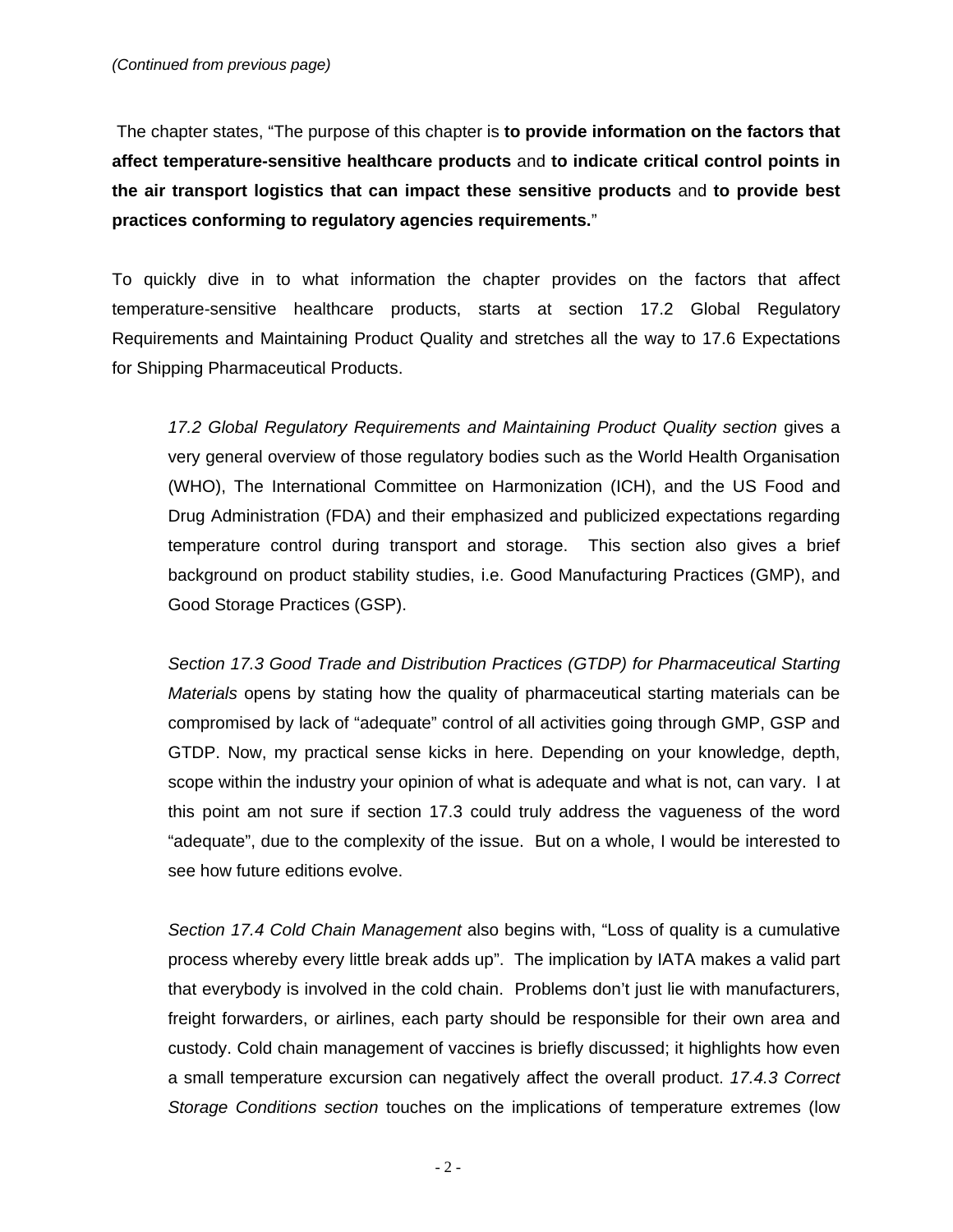*(Continued from previous page)*

The chapter states, "The purpose of this chapter is **to provide information on the factors that affect temperature-sensitive healthcare products** and **to indicate critical control points in the air transport logistics that can impact these sensitive products** and **to provide best practices conforming to regulatory agencies requirements.**"

To quickly dive in to what information the chapter provides on the factors that affect temperature-sensitive healthcare products, starts at section 17.2 Global Regulatory Requirements and Maintaining Product Quality and stretches all the way to 17.6 Expectations for Shipping Pharmaceutical Products.

> *17.2 Global Regulatory Requirements and Maintaining Product Quality section* gives a very general overview of those regulatory bodies such as the World Health Organisation (WHO), The International Committee on Harmonization (ICH), and the US Food and Drug Administration (FDA) and their emphasized and publicized expectations regarding temperature control during transport and storage. This section also gives a brief background on product stability studies, i.e. Good Manufacturing Practices (GMP), and Good Storage Practices (GSP).
>
> *Section 17.3 Good Trade and Distribution Practices (GTDP) for Pharmaceutical Starting Materials* opens by stating how the quality of pharmaceutical starting materials can be compromised by lack of "adequate" control of all activities going through GMP, GSP and GTDP. Now, my practical sense kicks in here. Depending on your knowledge, depth, scope within the industry your opinion of what is adequate and what is not, can vary. I at this point am not sure if section 17.3 could truly address the vagueness of the word "adequate", due to the complexity of the issue. But on a whole, I would be interested to see how future editions evolve.
>
> *Section 17.4 Cold Chain Management* also begins with, "Loss of quality is a cumulative process whereby every little break adds up". The implication by IATA makes a valid part that everybody is involved in the cold chain. Problems don't just lie with manufacturers, freight forwarders, or airlines, each party should be responsible for their own area and custody. Cold chain management of vaccines is briefly discussed; it highlights how even a small temperature excursion can negatively affect the overall product. *17.4.3 Correct Storage Conditions section* touches on the implications of temperature extremes (low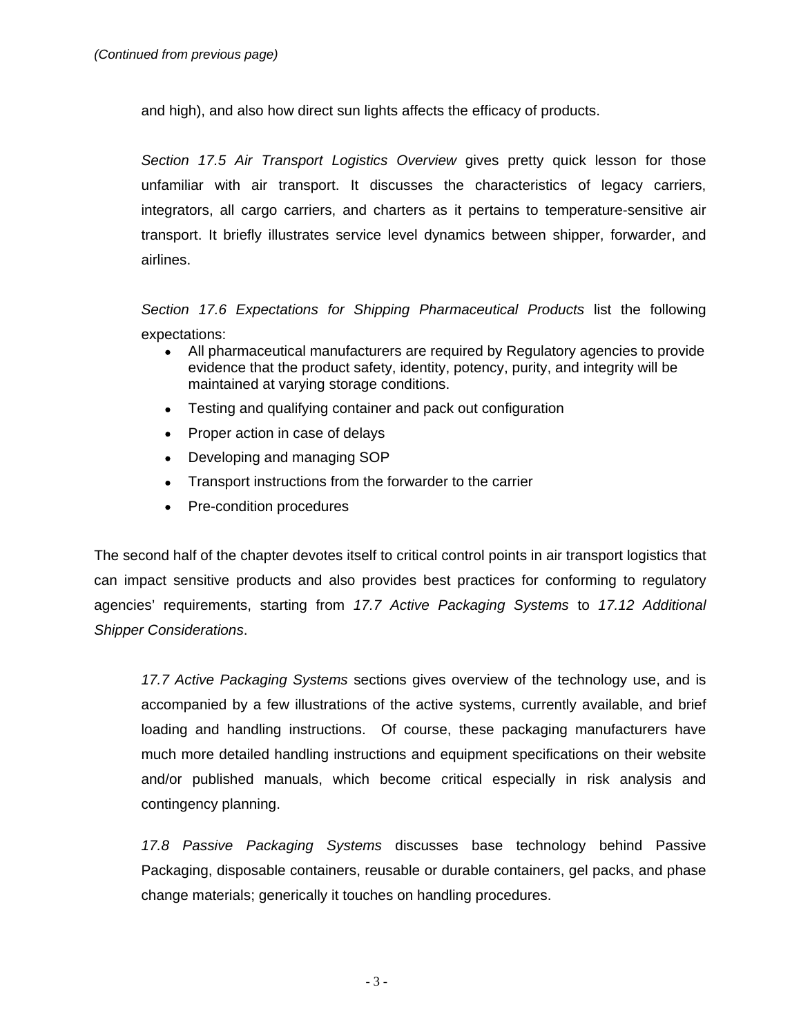*(Continued from previous page)*

and high), and also how direct sun lights affects the efficacy of products.

*Section 17.5 Air Transport Logistics Overview* gives pretty quick lesson for those unfamiliar with air transport. It discusses the characteristics of legacy carriers, integrators, all cargo carriers, and charters as it pertains to temperature-sensitive air transport. It briefly illustrates service level dynamics between shipper, forwarder, and airlines.

*Section 17.6 Expectations for Shipping Pharmaceutical Products* list the following expectations:

- All pharmaceutical manufacturers are required by Regulatory agencies to provide evidence that the product safety, identity, potency, purity, and integrity will be maintained at varying storage conditions.
- Testing and qualifying container and pack out configuration
- Proper action in case of delays
- Developing and managing SOP
- Transport instructions from the forwarder to the carrier
- Pre-condition procedures

The second half of the chapter devotes itself to critical control points in air transport logistics that can impact sensitive products and also provides best practices for conforming to regulatory agencies' requirements, starting from *17.7 Active Packaging Systems* to *17.12 Additional Shipper Considerations*.

*17.7 Active Packaging Systems* sections gives overview of the technology use, and is accompanied by a few illustrations of the active systems, currently available, and brief loading and handling instructions. Of course, these packaging manufacturers have much more detailed handling instructions and equipment specifications on their website and/or published manuals, which become critical especially in risk analysis and contingency planning.

*17.8 Passive Packaging Systems* discusses base technology behind Passive Packaging, disposable containers, reusable or durable containers, gel packs, and phase change materials; generically it touches on handling procedures.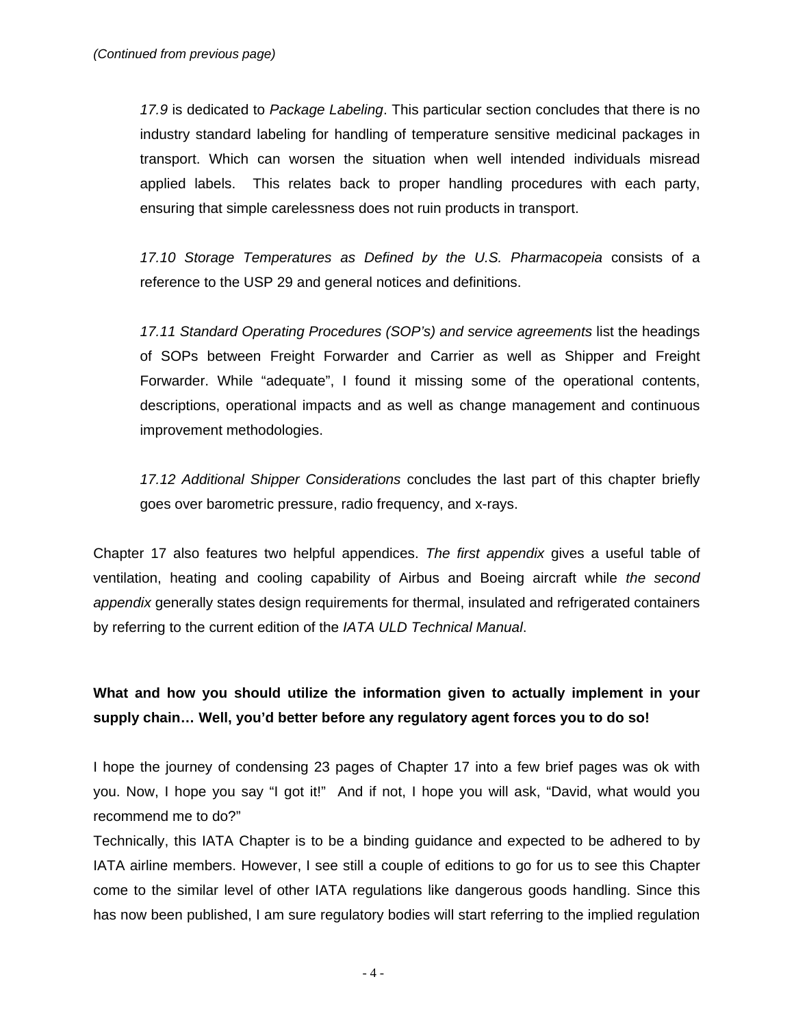*(Continued from previous page)*

> *17.9* is dedicated to *Package Labeling*. This particular section concludes that there is no industry standard labeling for handling of temperature sensitive medicinal packages in transport. Which can worsen the situation when well intended individuals misread applied labels. This relates back to proper handling procedures with each party, ensuring that simple carelessness does not ruin products in transport.
>
> *17.10 Storage Temperatures as Defined by the U.S. Pharmacopeia* consists of a reference to the USP 29 and general notices and definitions.
>
> *17.11 Standard Operating Procedures (SOP's) and service agreements* list the headings of SOPs between Freight Forwarder and Carrier as well as Shipper and Freight Forwarder. While "adequate", I found it missing some of the operational contents, descriptions, operational impacts and as well as change management and continuous improvement methodologies.
>
> *17.12 Additional Shipper Considerations* concludes the last part of this chapter briefly goes over barometric pressure, radio frequency, and x-rays.

Chapter 17 also features two helpful appendices. *The first appendix* gives a useful table of ventilation, heating and cooling capability of Airbus and Boeing aircraft while *the second appendix* generally states design requirements for thermal, insulated and refrigerated containers by referring to the current edition of the *IATA ULD Technical Manual*.

**What and how you should utilize the information given to actually implement in your supply chain… Well, you'd better before any regulatory agent forces you to do so!**

I hope the journey of condensing 23 pages of Chapter 17 into a few brief pages was ok with you. Now, I hope you say "I got it!" And if not, I hope you will ask, "David, what would you recommend me to do?"

Technically, this IATA Chapter is to be a binding guidance and expected to be adhered to by IATA airline members. However, I see still a couple of editions to go for us to see this Chapter come to the similar level of other IATA regulations like dangerous goods handling. Since this has now been published, I am sure regulatory bodies will start referring to the implied regulation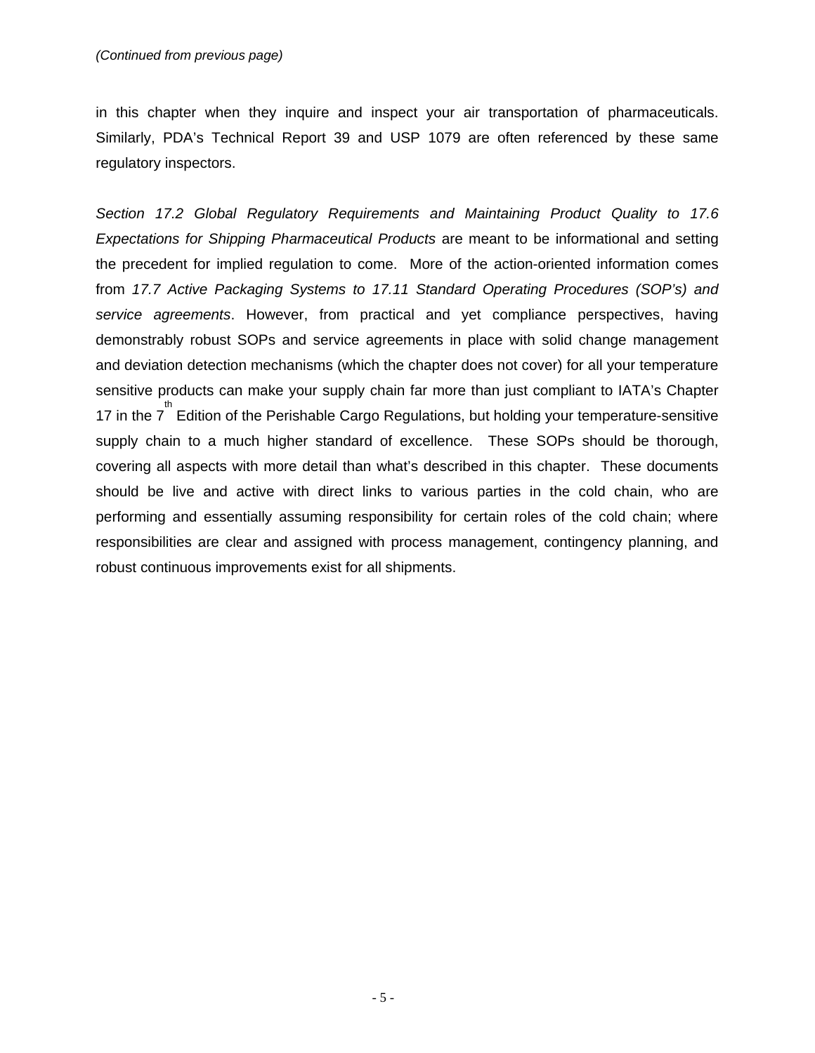*(Continued from previous page)*

in this chapter when they inquire and inspect your air transportation of pharmaceuticals. Similarly, PDA's Technical Report 39 and USP 1079 are often referenced by these same regulatory inspectors.

*Section 17.2 Global Regulatory Requirements and Maintaining Product Quality to 17.6 Expectations for Shipping Pharmaceutical Products* are meant to be informational and setting the precedent for implied regulation to come. More of the action-oriented information comes from *17.7 Active Packaging Systems to 17.11 Standard Operating Procedures (SOP's) and service agreements*. However, from practical and yet compliance perspectives, having demonstrably robust SOPs and service agreements in place with solid change management and deviation detection mechanisms (which the chapter does not cover) for all your temperature sensitive products can make your supply chain far more than just compliant to IATA's Chapter 17 in the 7th Edition of the Perishable Cargo Regulations, but holding your temperature-sensitive supply chain to a much higher standard of excellence. These SOPs should be thorough, covering all aspects with more detail than what's described in this chapter. These documents should be live and active with direct links to various parties in the cold chain, who are performing and essentially assuming responsibility for certain roles of the cold chain; where responsibilities are clear and assigned with process management, contingency planning, and robust continuous improvements exist for all shipments.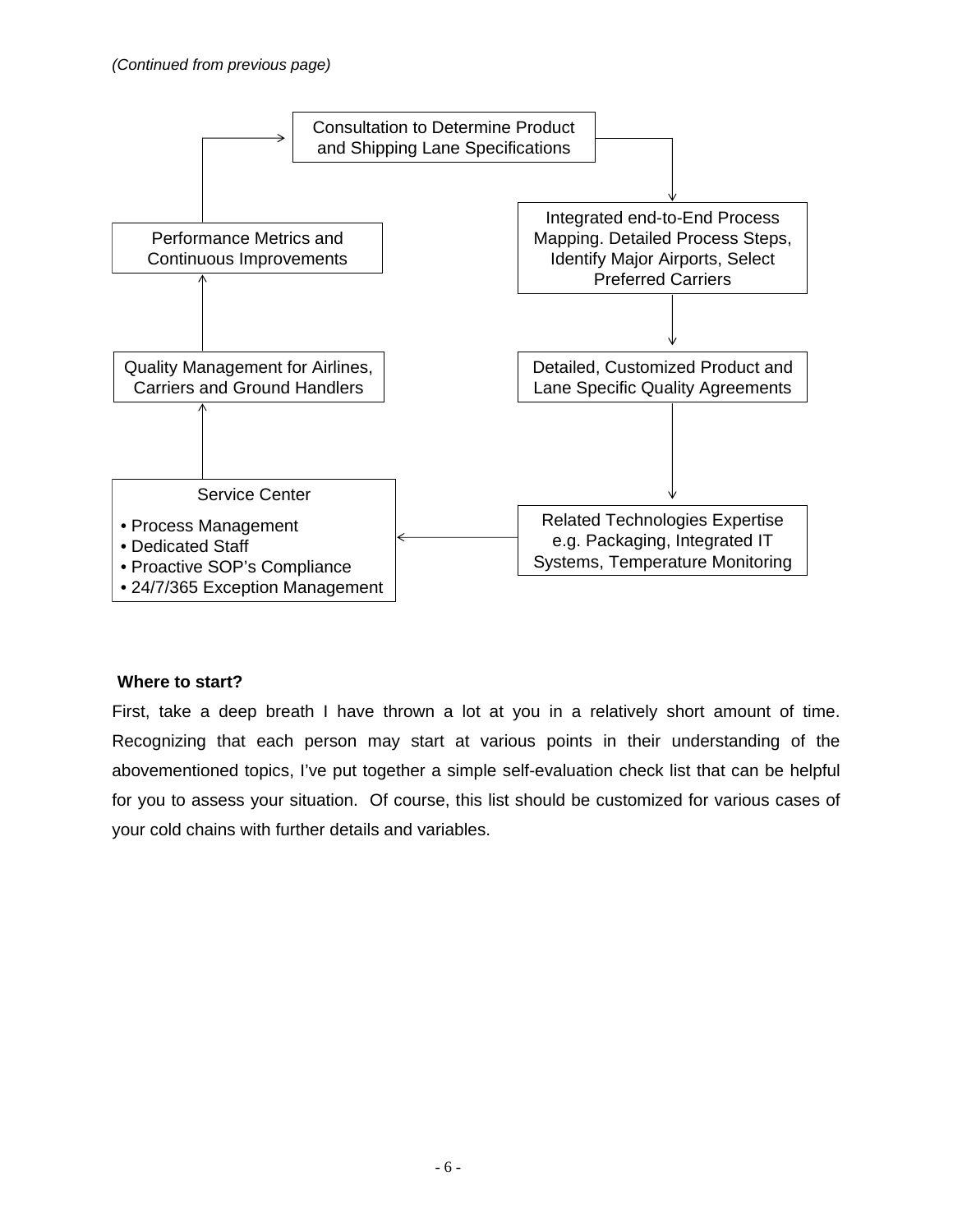*(Continued from previous page)*

Consultation to Determine Product and Shipping Lane Specifications

Integrated end-to-End Process Mapping. Detailed Process Steps, Identify Major Airports, Select Preferred Carriers

Detailed, Customized Product and Lane Specific Quality Agreements

Related Technologies Expertise e.g. Packaging, Integrated IT Systems, Temperature Monitoring

Service Center

- Process Management
- Dedicated Staff
- Proactive SOP's Compliance
- 24/7/365 Exception Management

Quality Management for Airlines, Carriers and Ground Handlers

Performance Metrics and Continuous Improvements

**Where to start?**

First, take a deep breath I have thrown a lot at you in a relatively short amount of time. Recognizing that each person may start at various points in their understanding of the abovementioned topics, I've put together a simple self-evaluation check list that can be helpful for you to assess your situation. Of course, this list should be customized for various cases of your cold chains with further details and variables.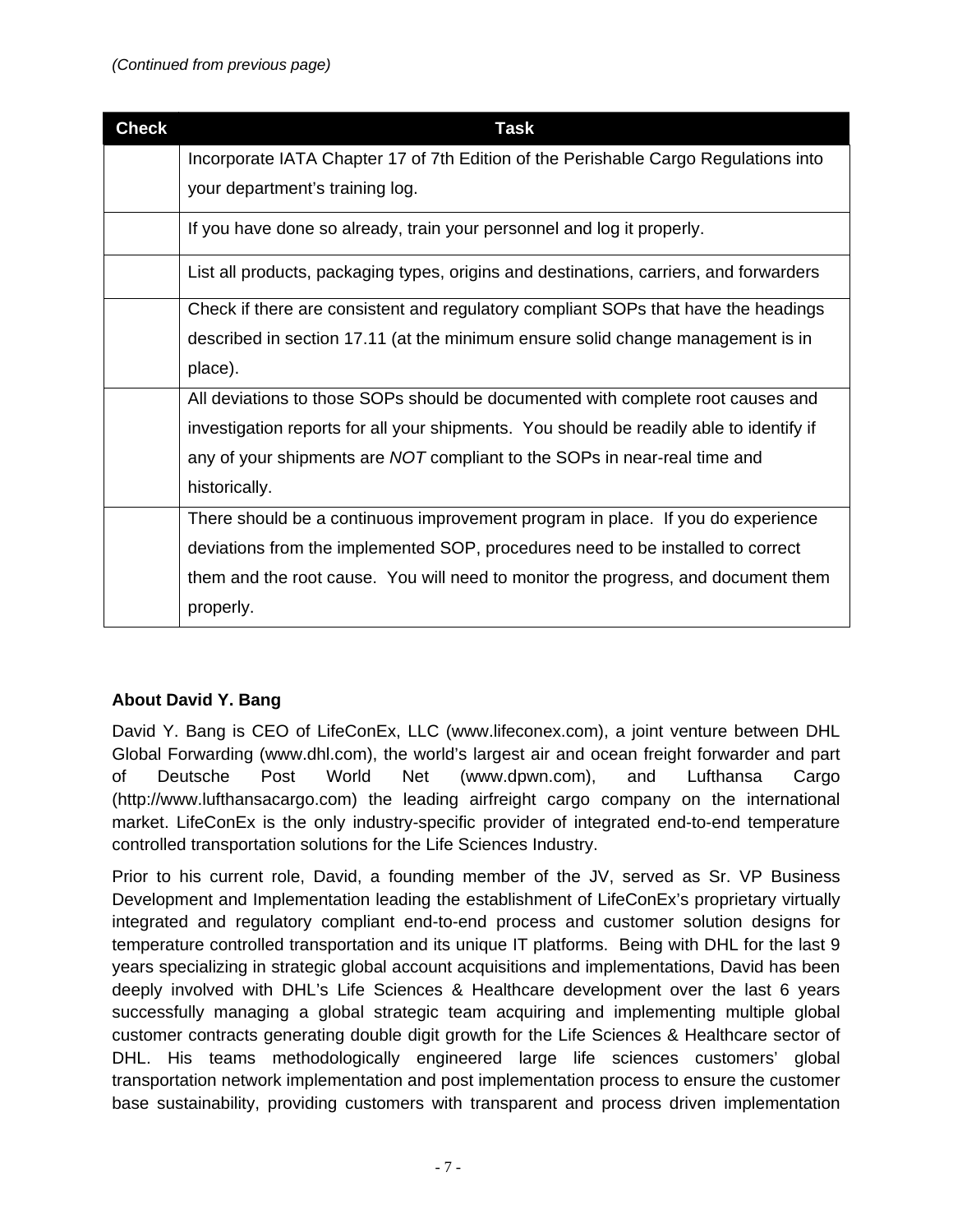*(Continued from previous page)*

| Check | Task |
|---|---|
| | Incorporate IATA Chapter 17 of 7th Edition of the Perishable Cargo Regulations into your department's training log. |
| | If you have done so already, train your personnel and log it properly. |
| | List all products, packaging types, origins and destinations, carriers, and forwarders |
| | Check if there are consistent and regulatory compliant SOPs that have the headings described in section 17.11 (at the minimum ensure solid change management is in place). |
| | All deviations to those SOPs should be documented with complete root causes and investigation reports for all your shipments. You should be readily able to identify if any of your shipments are *NOT* compliant to the SOPs in near-real time and historically. |
| | There should be a continuous improvement program in place. If you do experience deviations from the implemented SOP, procedures need to be installed to correct them and the root cause. You will need to monitor the progress, and document them properly. |

**About David Y. Bang**

David Y. Bang is CEO of LifeConEx, LLC (www.lifeconex.com), a joint venture between DHL Global Forwarding (www.dhl.com), the world's largest air and ocean freight forwarder and part of Deutsche Post World Net (www.dpwn.com), and Lufthansa Cargo (http://www.lufthansacargo.com) the leading airfreight cargo company on the international market. LifeConEx is the only industry-specific provider of integrated end-to-end temperature controlled transportation solutions for the Life Sciences Industry.

Prior to his current role, David, a founding member of the JV, served as Sr. VP Business Development and Implementation leading the establishment of LifeConEx's proprietary virtually integrated and regulatory compliant end-to-end process and customer solution designs for temperature controlled transportation and its unique IT platforms. Being with DHL for the last 9 years specializing in strategic global account acquisitions and implementations, David has been deeply involved with DHL's Life Sciences & Healthcare development over the last 6 years successfully managing a global strategic team acquiring and implementing multiple global customer contracts generating double digit growth for the Life Sciences & Healthcare sector of DHL. His teams methodologically engineered large life sciences customers' global transportation network implementation and post implementation process to ensure the customer base sustainability, providing customers with transparent and process driven implementation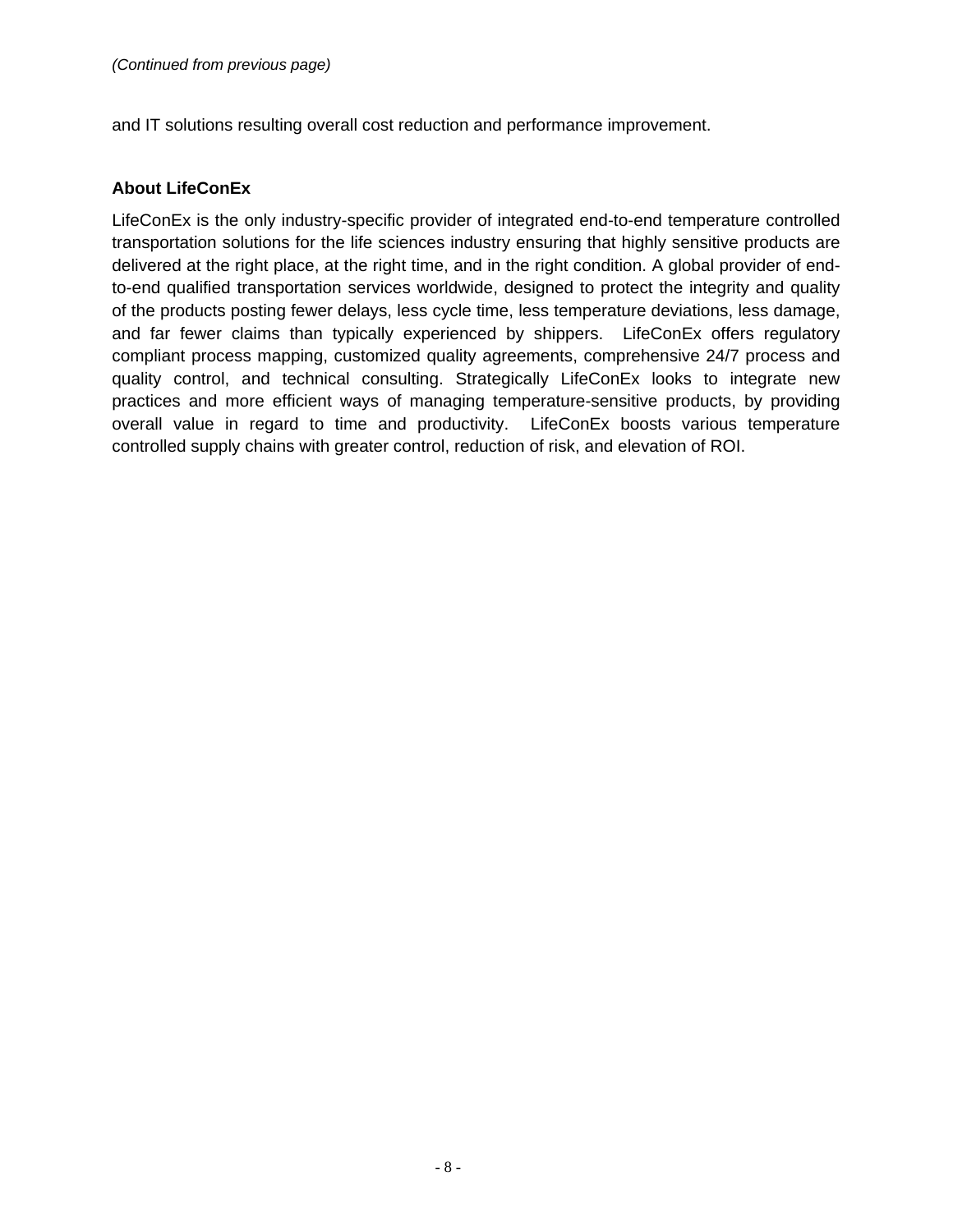*(Continued from previous page)*

and IT solutions resulting overall cost reduction and performance improvement.

**About LifeConEx**

LifeConEx is the only industry-specific provider of integrated end-to-end temperature controlled transportation solutions for the life sciences industry ensuring that highly sensitive products are delivered at the right place, at the right time, and in the right condition. A global provider of end-to-end qualified transportation services worldwide, designed to protect the integrity and quality of the products posting fewer delays, less cycle time, less temperature deviations, less damage, and far fewer claims than typically experienced by shippers. LifeConEx offers regulatory compliant process mapping, customized quality agreements, comprehensive 24/7 process and quality control, and technical consulting. Strategically LifeConEx looks to integrate new practices and more efficient ways of managing temperature-sensitive products, by providing overall value in regard to time and productivity. LifeConEx boosts various temperature controlled supply chains with greater control, reduction of risk, and elevation of ROI.